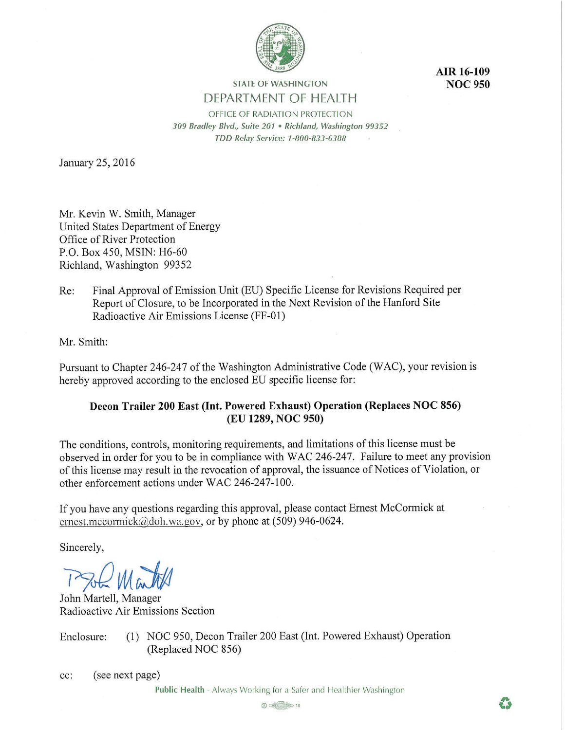AIR 16-109
NOC 950

STATE OF WASHINGTON
DEPARTMENT OF HEALTH
OFFICE OF RADIATION PROTECTION
*309 Bradley Blvd., Suite 201 • Richland, Washington 99352*
*TDD Relay Service: 1-800-833-6388*

January 25, 2016

Mr. Kevin W. Smith, Manager
United States Department of Energy
Office of River Protection
P.O. Box 450, MSIN: H6-60
Richland, Washington 99352

Re: Final Approval of Emission Unit (EU) Specific License for Revisions Required per Report of Closure, to be Incorporated in the Next Revision of the Hanford Site Radioactive Air Emissions License (FF-01)

Mr. Smith:

Pursuant to Chapter 246-247 of the Washington Administrative Code (WAC), your revision is hereby approved according to the enclosed EU specific license for:

**Decon Trailer 200 East (Int. Powered Exhaust) Operation (Replaces NOC 856) (EU 1289, NOC 950)**

The conditions, controls, monitoring requirements, and limitations of this license must be observed in order for you to be in compliance with WAC 246-247. Failure to meet any provision of this license may result in the revocation of approval, the issuance of Notices of Violation, or other enforcement actions under WAC 246-247-100.

If you have any questions regarding this approval, please contact Ernest McCormick at ernest.mccormick@doh.wa.gov, or by phone at (509) 946-0624.

Sincerely,

John Martell, Manager
Radioactive Air Emissions Section

Enclosure: (1) NOC 950, Decon Trailer 200 East (Int. Powered Exhaust) Operation (Replaced NOC 856)

cc: (see next page)

Public Health - Always Working for a Safer and Healthier Washington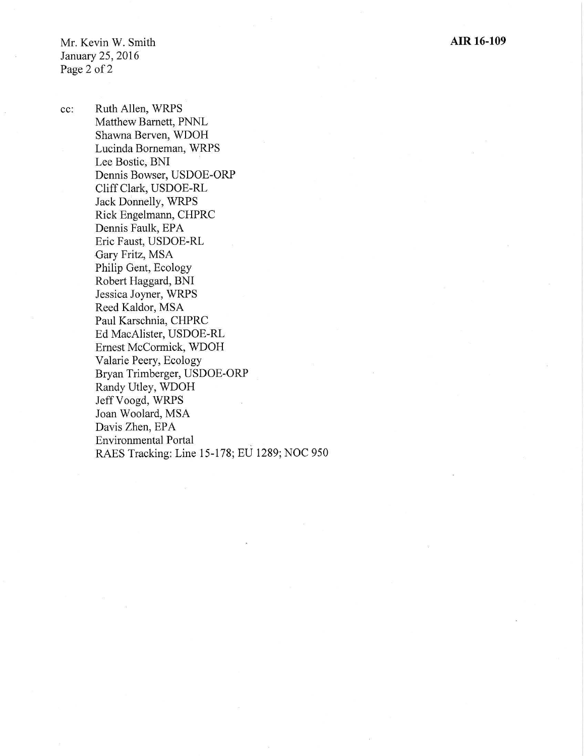**AIR 16-109**

Mr. Kevin W. Smith
January 25, 2016

cc: Ruth Allen, WRPS
Matthew Barnett, PNNL
Shawna Berven, WDOH
Lucinda Borneman, WRPS
Lee Bostic, BNI
Dennis Bowser, USDOE-ORP
Cliff Clark, USDOE-RL
Jack Donnelly, WRPS
Rick Engelmann, CHPRC
Dennis Faulk, EPA
Eric Faust, USDOE-RL
Gary Fritz, MSA
Philip Gent, Ecology
Robert Haggard, BNI
Jessica Joyner, WRPS
Reed Kaldor, MSA
Paul Karschnia, CHPRC
Ed MacAlister, USDOE-RL
Ernest McCormick, WDOH
Valarie Peery, Ecology
Bryan Trimberger, USDOE-ORP
Randy Utley, WDOH
Jeff Voogd, WRPS
Joan Woolard, MSA
Davis Zhen, EPA
Environmental Portal
RAES Tracking: Line 15-178; EU 1289; NOC 950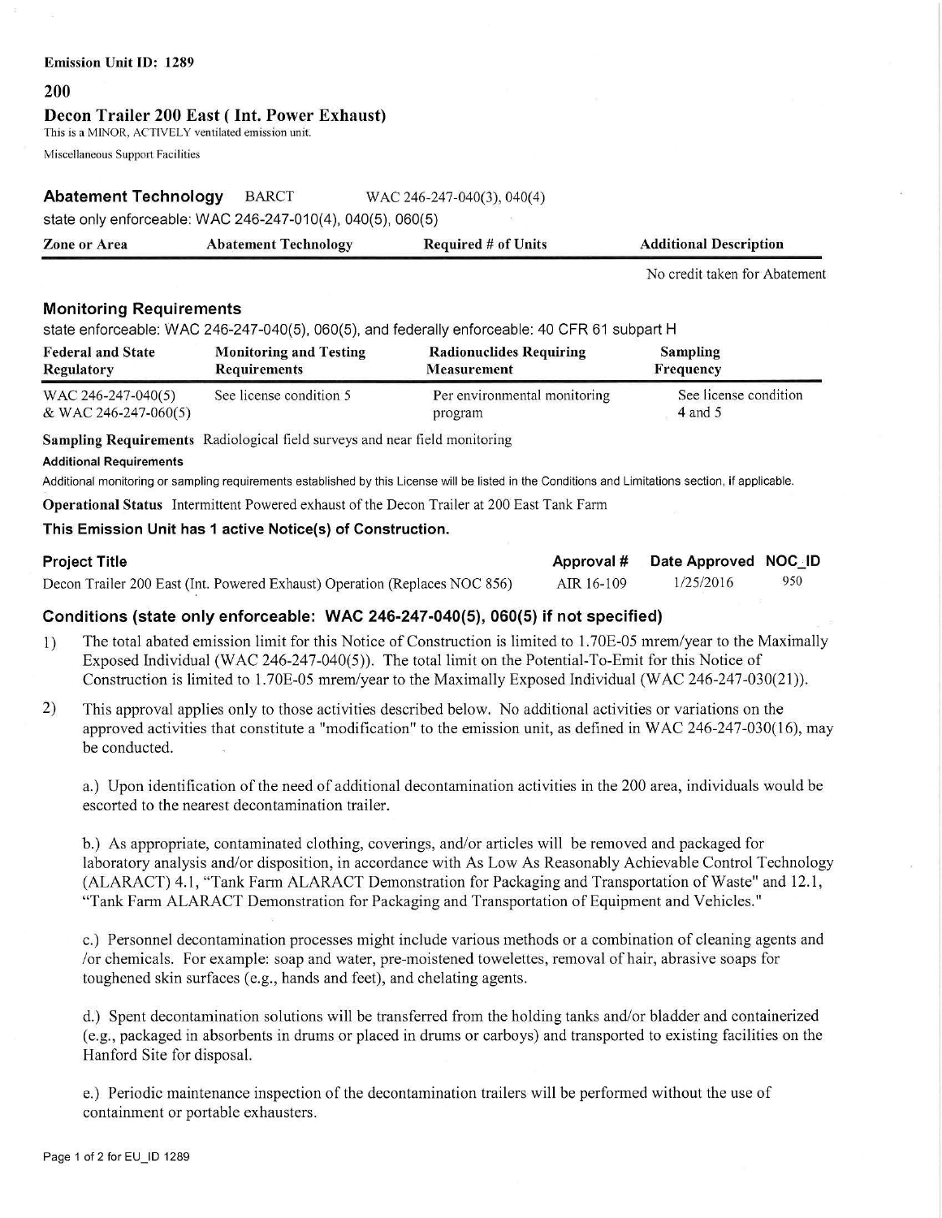**Emission Unit ID: 1289**

## 200

## Decon Trailer 200 East ( Int. Power Exhaust)

This is a MINOR, ACTIVELY ventilated emission unit.

Miscellaneous Support Facilities

### Abatement Technology  BARCT  WAC 246-247-040(3), 040(4)

state only enforceable: WAC 246-247-010(4), 040(5), 060(5)

| Zone or Area | Abatement Technology | Required # of Units | Additional Description |
|---|---|---|---|
| | | | No credit taken for Abatement |

### Monitoring Requirements

state enforceable: WAC 246-247-040(5), 060(5), and federally enforceable: 40 CFR 61 subpart H

| Federal and State Regulatory | Monitoring and Testing Requirements | Radionuclides Requiring Measurement | Sampling Frequency |
|---|---|---|---|
| WAC 246-247-040(5) & WAC 246-247-060(5) | See license condition 5 | Per environmental monitoring program | See license condition 4 and 5 |

**Sampling Requirements** Radiological field surveys and near field monitoring

**Additional Requirements**

Additional monitoring or sampling requirements established by this License will be listed in the Conditions and Limitations section, if applicable.

**Operational Status** Intermittent Powered exhaust of the Decon Trailer at 200 East Tank Farm

**This Emission Unit has 1 active Notice(s) of Construction.**

| Project Title | Approval # | Date Approved | NOC_ID |
|---|---|---|---|
| Decon Trailer 200 East (Int. Powered Exhaust) Operation (Replaces NOC 856) | AIR 16-109 | 1/25/2016 | 950 |

### Conditions (state only enforceable: WAC 246-247-040(5), 060(5) if not specified)

1) The total abated emission limit for this Notice of Construction is limited to 1.70E-05 mrem/year to the Maximally Exposed Individual (WAC 246-247-040(5)). The total limit on the Potential-To-Emit for this Notice of Construction is limited to 1.70E-05 mrem/year to the Maximally Exposed Individual (WAC 246-247-030(21)).

2) This approval applies only to those activities described below. No additional activities or variations on the approved activities that constitute a "modification" to the emission unit, as defined in WAC 246-247-030(16), may be conducted.

   a.) Upon identification of the need of additional decontamination activities in the 200 area, individuals would be escorted to the nearest decontamination trailer.

   b.) As appropriate, contaminated clothing, coverings, and/or articles will be removed and packaged for laboratory analysis and/or disposition, in accordance with As Low As Reasonably Achievable Control Technology (ALARACT) 4.1, "Tank Farm ALARACT Demonstration for Packaging and Transportation of Waste" and 12.1, "Tank Farm ALARACT Demonstration for Packaging and Transportation of Equipment and Vehicles."

   c.) Personnel decontamination processes might include various methods or a combination of cleaning agents and /or chemicals. For example: soap and water, pre-moistened towelettes, removal of hair, abrasive soaps for toughened skin surfaces (e.g., hands and feet), and chelating agents.

   d.) Spent decontamination solutions will be transferred from the holding tanks and/or bladder and containerized (e.g., packaged in absorbents in drums or placed in drums or carboys) and transported to existing facilities on the Hanford Site for disposal.

   e.) Periodic maintenance inspection of the decontamination trailers will be performed without the use of containment or portable exhausters.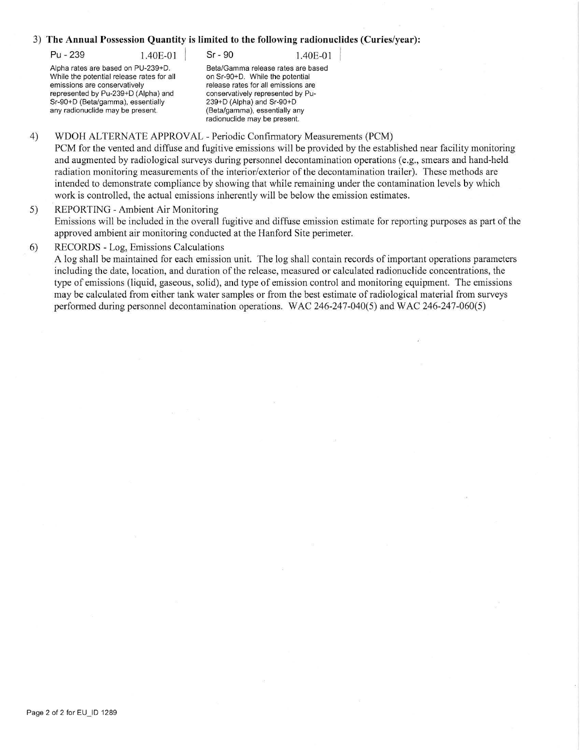3) **The Annual Possession Quantity is limited to the following radionuclides (Curies/year):**

| | | | |
|---|---|---|---|
| Pu - 239 | 1.40E-01 | Sr - 90 | 1.40E-01 |
| Alpha rates are based on PU-239+D. While the potential release rates for all emissions are conservatively represented by Pu-239+D (Alpha) and Sr-90+D (Beta/gamma), essentially any radionuclide may be present. | | Beta/Gamma release rates are based on Sr-90+D. While the potential release rates for all emissions are conservatively represented by Pu-239+D (Alpha) and Sr-90+D (Beta/gamma), essentially any radionuclide may be present. | |

4) WDOH ALTERNATE APPROVAL - Periodic Confirmatory Measurements (PCM)
PCM for the vented and diffuse and fugitive emissions will be provided by the established near facility monitoring and augmented by radiological surveys during personnel decontamination operations (e.g., smears and hand-held radiation monitoring measurements of the interior/exterior of the decontamination trailer). These methods are intended to demonstrate compliance by showing that while remaining under the contamination levels by which work is controlled, the actual emissions inherently will be below the emission estimates.

5) REPORTING - Ambient Air Monitoring
Emissions will be included in the overall fugitive and diffuse emission estimate for reporting purposes as part of the approved ambient air monitoring conducted at the Hanford Site perimeter.

6) RECORDS - Log, Emissions Calculations
A log shall be maintained for each emission unit. The log shall contain records of important operations parameters including the date, location, and duration of the release, measured or calculated radionuclide concentrations, the type of emissions (liquid, gaseous, solid), and type of emission control and monitoring equipment. The emissions may be calculated from either tank water samples or from the best estimate of radiological material from surveys performed during personnel decontamination operations. WAC 246-247-040(5) and WAC 246-247-060(5)